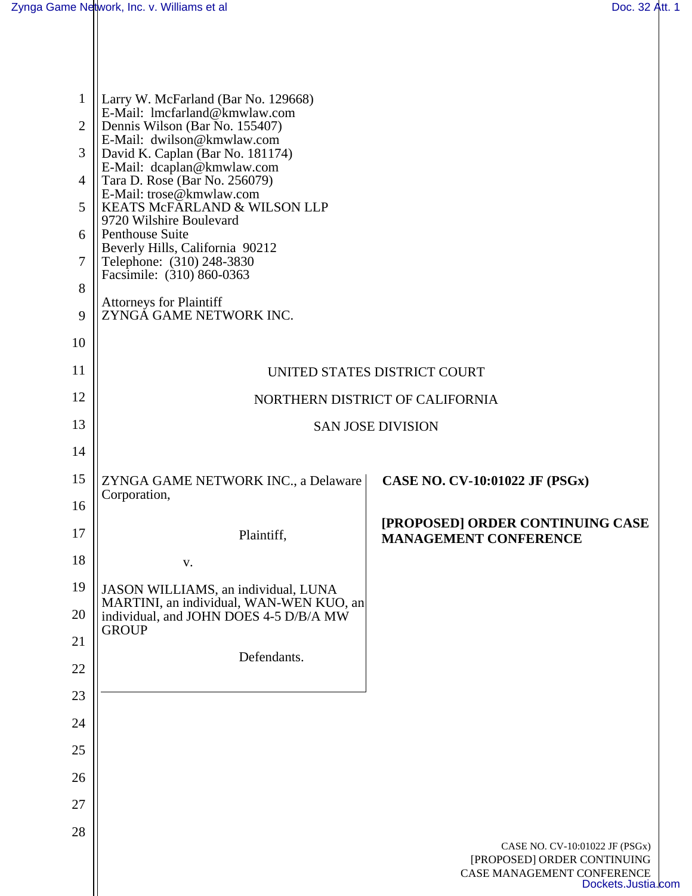Larry W. McFarland (Bar No. 129668)
E-Mail: lmcfarland@kmwlaw.com
Dennis Wilson (Bar No. 155407)
E-Mail: dwilson@kmwlaw.com
David K. Caplan (Bar No. 181174)
E-Mail: dcaplan@kmwlaw.com
Tara D. Rose (Bar No. 256079)
E-Mail: trose@kmwlaw.com
KEATS McFARLAND & WILSON LLP
9720 Wilshire Boulevard
Penthouse Suite
Beverly Hills, California 90212
Telephone: (310) 248-3830
Facsimile: (310) 860-0363

Attorneys for Plaintiff
ZYNGA GAME NETWORK INC.

UNITED STATES DISTRICT COURT

NORTHERN DISTRICT OF CALIFORNIA

SAN JOSE DIVISION

ZYNGA GAME NETWORK INC., a Delaware Corporation,

Plaintiff,

v.

JASON WILLIAMS, an individual, LUNA MARTINI, an individual, WAN-WEN KUO, an individual, and JOHN DOES 4-5 D/B/A MW GROUP

Defendants.

**CASE NO. CV-10:01022 JF (PSGx)**

**[PROPOSED] ORDER CONTINUING CASE MANAGEMENT CONFERENCE**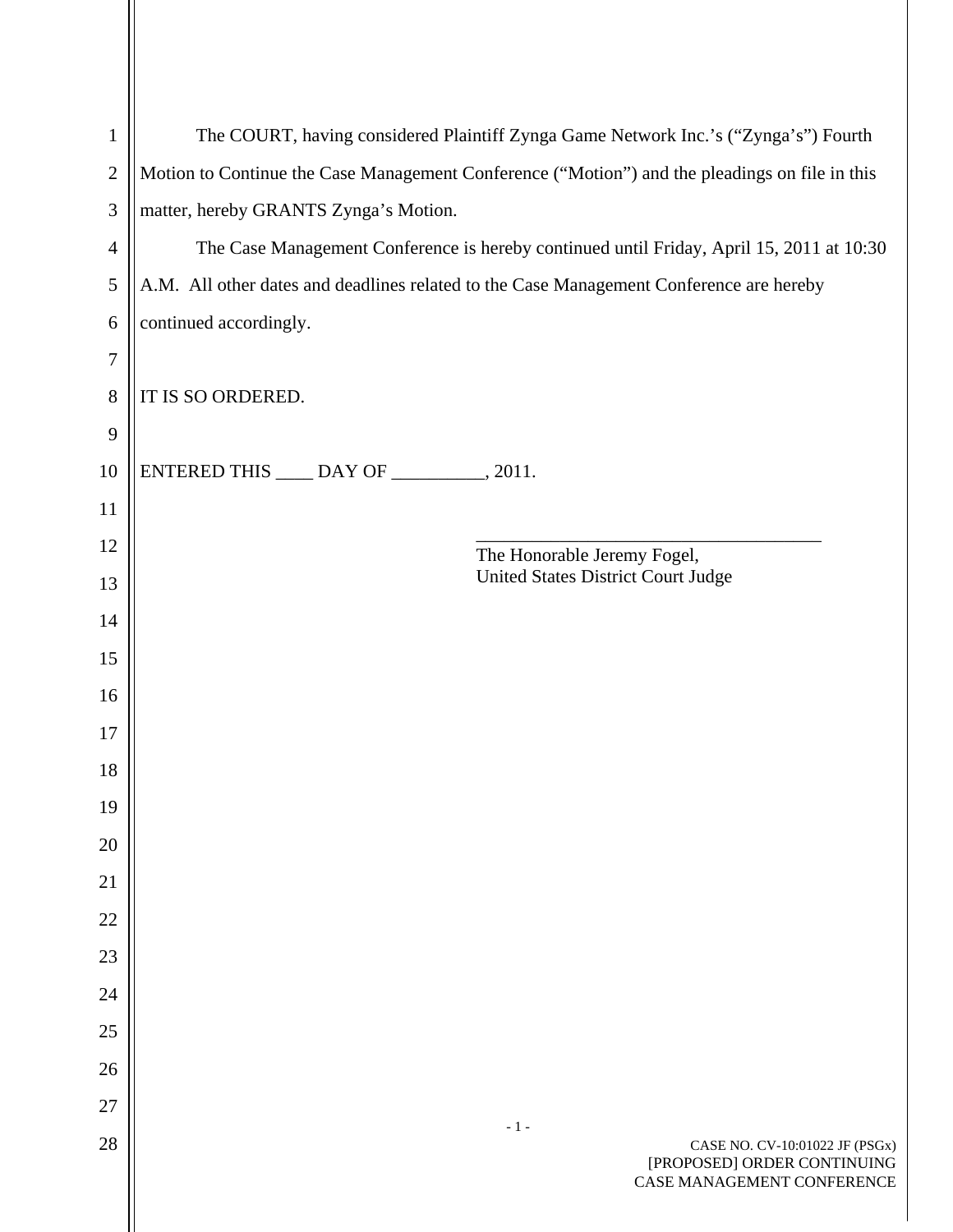The COURT, having considered Plaintiff Zynga Game Network Inc.'s ("Zynga's") Fourth Motion to Continue the Case Management Conference ("Motion") and the pleadings on file in this matter, hereby GRANTS Zynga's Motion.

The Case Management Conference is hereby continued until Friday, April 15, 2011 at 10:30 A.M. All other dates and deadlines related to the Case Management Conference are hereby continued accordingly.

IT IS SO ORDERED.

ENTERED THIS ____ DAY OF __________, 2011.

_____________________________________
The Honorable Jeremy Fogel,
United States District Court Judge

CASE NO. CV-10:01022 JF (PSGx)
[PROPOSED] ORDER CONTINUING CASE MANAGEMENT CONFERENCE